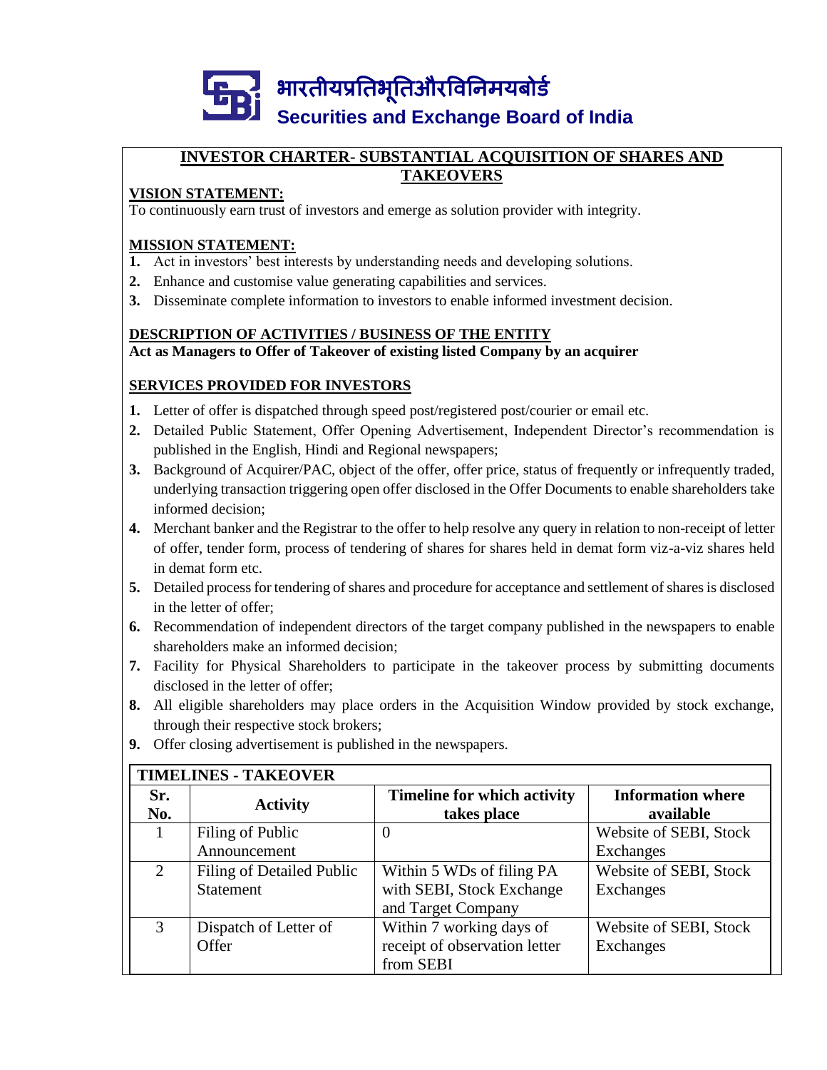भारतीयप्रतिभूतिऔरविनिमयबोर्ड
**Securities and Exchange Board of India**

# INVESTOR CHARTER- SUBSTANTIAL ACQUISITION OF SHARES AND TAKEOVERS

## VISION STATEMENT:

To continuously earn trust of investors and emerge as solution provider with integrity.

## MISSION STATEMENT:

1. Act in investors' best interests by understanding needs and developing solutions.
2. Enhance and customise value generating capabilities and services.
3. Disseminate complete information to investors to enable informed investment decision.

## DESCRIPTION OF ACTIVITIES / BUSINESS OF THE ENTITY

**Act as Managers to Offer of Takeover of existing listed Company by an acquirer**

## SERVICES PROVIDED FOR INVESTORS

1. Letter of offer is dispatched through speed post/registered post/courier or email etc.
2. Detailed Public Statement, Offer Opening Advertisement, Independent Director's recommendation is published in the English, Hindi and Regional newspapers;
3. Background of Acquirer/PAC, object of the offer, offer price, status of frequently or infrequently traded, underlying transaction triggering open offer disclosed in the Offer Documents to enable shareholders take informed decision;
4. Merchant banker and the Registrar to the offer to help resolve any query in relation to non-receipt of letter of offer, tender form, process of tendering of shares for shares held in demat form viz-a-viz shares held in demat form etc.
5. Detailed process for tendering of shares and procedure for acceptance and settlement of shares is disclosed in the letter of offer;
6. Recommendation of independent directors of the target company published in the newspapers to enable shareholders make an informed decision;
7. Facility for Physical Shareholders to participate in the takeover process by submitting documents disclosed in the letter of offer;
8. All eligible shareholders may place orders in the Acquisition Window provided by stock exchange, through their respective stock brokers;
9. Offer closing advertisement is published in the newspapers.

**TIMELINES - TAKEOVER**

| Sr. No. | Activity | Timeline for which activity takes place | Information where available |
|---|---|---|---|
| 1 | Filing of Public Announcement | 0 | Website of SEBI, Stock Exchanges |
| 2 | Filing of Detailed Public Statement | Within 5 WDs of filing PA with SEBI, Stock Exchange and Target Company | Website of SEBI, Stock Exchanges |
| 3 | Dispatch of Letter of Offer | Within 7 working days of receipt of observation letter from SEBI | Website of SEBI, Stock Exchanges |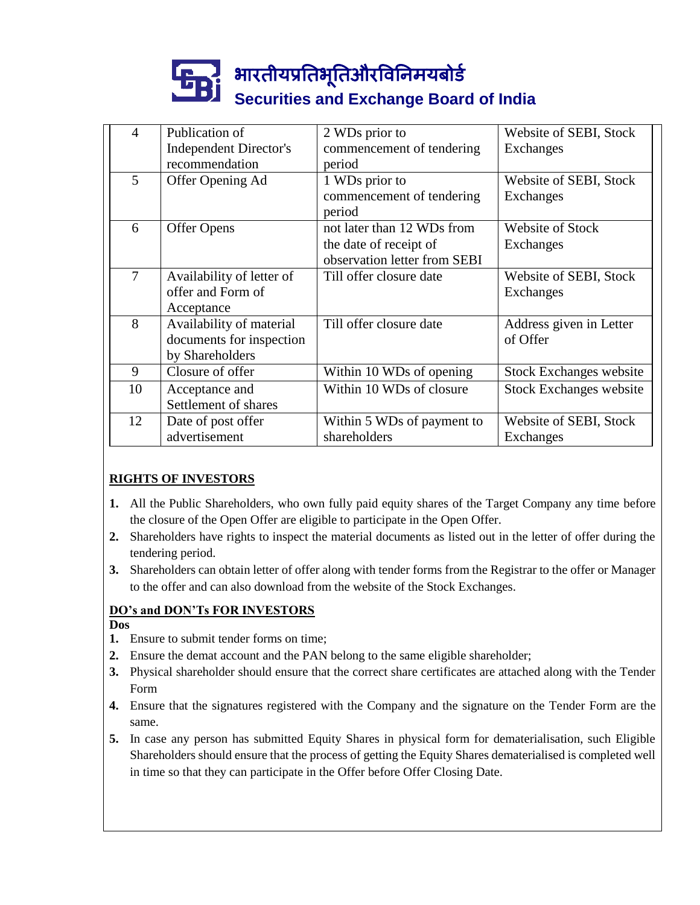| 4 | Publication of Independent Director's recommendation | 2 WDs prior to commencement of tendering period | Website of SEBI, Stock Exchanges |
|---|---|---|---|
| 5 | Offer Opening Ad | 1 WDs prior to commencement of tendering period | Website of SEBI, Stock Exchanges |
| 6 | Offer Opens | not later than 12 WDs from the date of receipt of observation letter from SEBI | Website of Stock Exchanges |
| 7 | Availability of letter of offer and Form of Acceptance | Till offer closure date | Website of SEBI, Stock Exchanges |
| 8 | Availability of material documents for inspection by Shareholders | Till offer closure date | Address given in Letter of Offer |
| 9 | Closure of offer | Within 10 WDs of opening | Stock Exchanges website |
| 10 | Acceptance and Settlement of shares | Within 10 WDs of closure | Stock Exchanges website |
| 12 | Date of post offer advertisement | Within 5 WDs of payment to shareholders | Website of SEBI, Stock Exchanges |

## RIGHTS OF INVESTORS

1. All the Public Shareholders, who own fully paid equity shares of the Target Company any time before the closure of the Open Offer are eligible to participate in the Open Offer.
2. Shareholders have rights to inspect the material documents as listed out in the letter of offer during the tendering period.
3. Shareholders can obtain letter of offer along with tender forms from the Registrar to the offer or Manager to the offer and can also download from the website of the Stock Exchanges.

## DO's and DON'Ts FOR INVESTORS

**Dos**

1. Ensure to submit tender forms on time;
2. Ensure the demat account and the PAN belong to the same eligible shareholder;
3. Physical shareholder should ensure that the correct share certificates are attached along with the Tender Form
4. Ensure that the signatures registered with the Company and the signature on the Tender Form are the same.
5. In case any person has submitted Equity Shares in physical form for dematerialisation, such Eligible Shareholders should ensure that the process of getting the Equity Shares dematerialised is completed well in time so that they can participate in the Offer before Offer Closing Date.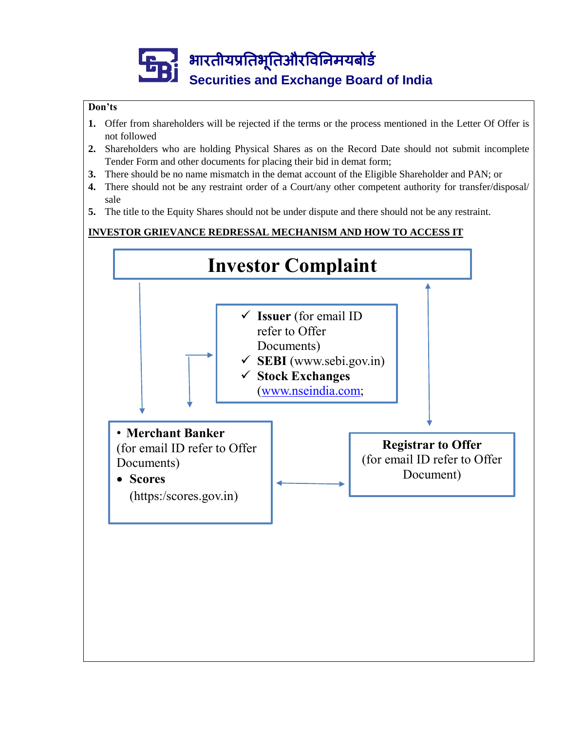भारतीयप्रतिभूतिऔरविनिमयबोर्ड
Securities and Exchange Board of India

**Don'ts**

1. Offer from shareholders will be rejected if the terms or the process mentioned in the Letter Of Offer is not followed
2. Shareholders who are holding Physical Shares as on the Record Date should not submit incomplete Tender Form and other documents for placing their bid in demat form;
3. There should be no name mismatch in the demat account of the Eligible Shareholder and PAN; or
4. There should not be any restraint order of a Court/any other competent authority for transfer/disposal/ sale
5. The title to the Equity Shares should not be under dispute and there should not be any restraint.

**INVESTOR GRIEVANCE REDRESSAL MECHANISM AND HOW TO ACCESS IT**

**Investor Complaint**

- ✓ **Issuer** (for email ID refer to Offer Documents)
- ✓ **SEBI** (www.sebi.gov.in)
- ✓ **Stock Exchanges** (www.nseindia.com;

- **Merchant Banker** (for email ID refer to Offer Documents)
- **Scores** (https:/scores.gov.in)

**Registrar to Offer**
(for email ID refer to Offer Document)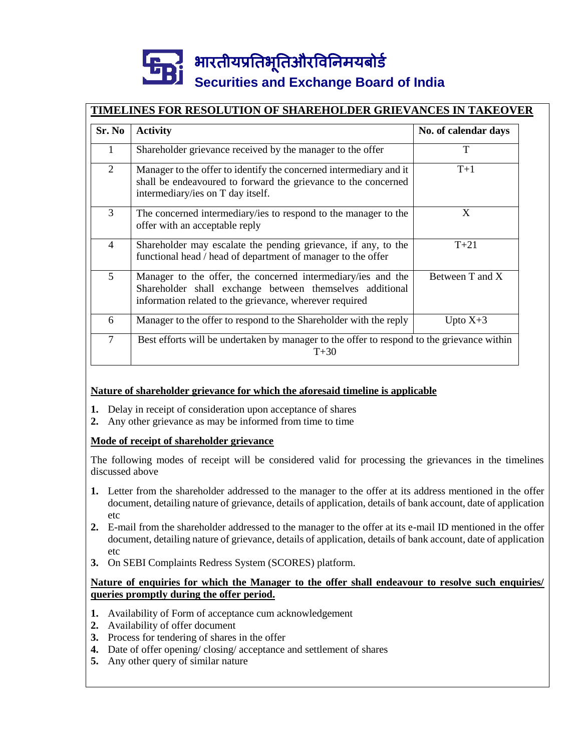भारतीयप्रतिभूतिऔरविनिमयबोर्ड

**Securities and Exchange Board of India**

## TIMELINES FOR RESOLUTION OF SHAREHOLDER GRIEVANCES IN TAKEOVER

| Sr. No | Activity | No. of calendar days |
|---|---|---|
| 1 | Shareholder grievance received by the manager to the offer | T |
| 2 | Manager to the offer to identify the concerned intermediary and it shall be endeavoured to forward the grievance to the concerned intermediary/ies on T day itself. | T+1 |
| 3 | The concerned intermediary/ies to respond to the manager to the offer with an acceptable reply | X |
| 4 | Shareholder may escalate the pending grievance, if any, to the functional head / head of department of manager to the offer | T+21 |
| 5 | Manager to the offer, the concerned intermediary/ies and the Shareholder shall exchange between themselves additional information related to the grievance, wherever required | Between T and X |
| 6 | Manager to the offer to respond to the Shareholder with the reply | Upto X+3 |
| 7 | Best efforts will be undertaken by manager to the offer to respond to the grievance within T+30 | |

**Nature of shareholder grievance for which the aforesaid timeline is applicable**

1. Delay in receipt of consideration upon acceptance of shares
2. Any other grievance as may be informed from time to time

**Mode of receipt of shareholder grievance**

The following modes of receipt will be considered valid for processing the grievances in the timelines discussed above

1. Letter from the shareholder addressed to the manager to the offer at its address mentioned in the offer document, detailing nature of grievance, details of application, details of bank account, date of application etc
2. E-mail from the shareholder addressed to the manager to the offer at its e-mail ID mentioned in the offer document, detailing nature of grievance, details of application, details of bank account, date of application etc
3. On SEBI Complaints Redress System (SCORES) platform.

**Nature of enquiries for which the Manager to the offer shall endeavour to resolve such enquiries/ queries promptly during the offer period.**

1. Availability of Form of acceptance cum acknowledgement
2. Availability of offer document
3. Process for tendering of shares in the offer
4. Date of offer opening/ closing/ acceptance and settlement of shares
5. Any other query of similar nature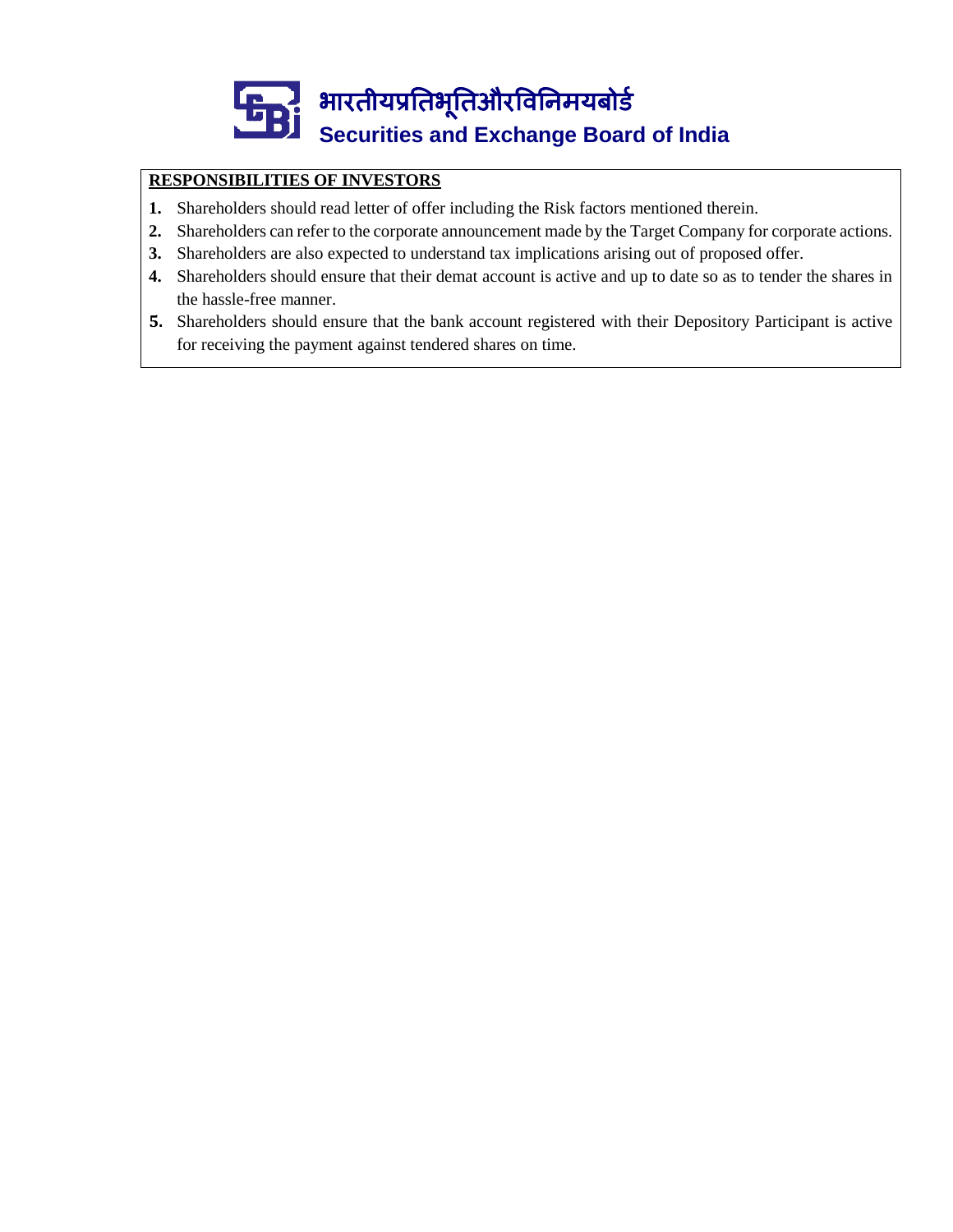भारतीयप्रतिभूतिऔरविनिमयबोर्ड
**Securities and Exchange Board of India**

**RESPONSIBILITIES OF INVESTORS**

1. Shareholders should read letter of offer including the Risk factors mentioned therein.
2. Shareholders can refer to the corporate announcement made by the Target Company for corporate actions.
3. Shareholders are also expected to understand tax implications arising out of proposed offer.
4. Shareholders should ensure that their demat account is active and up to date so as to tender the shares in the hassle-free manner.
5. Shareholders should ensure that the bank account registered with their Depository Participant is active for receiving the payment against tendered shares on time.